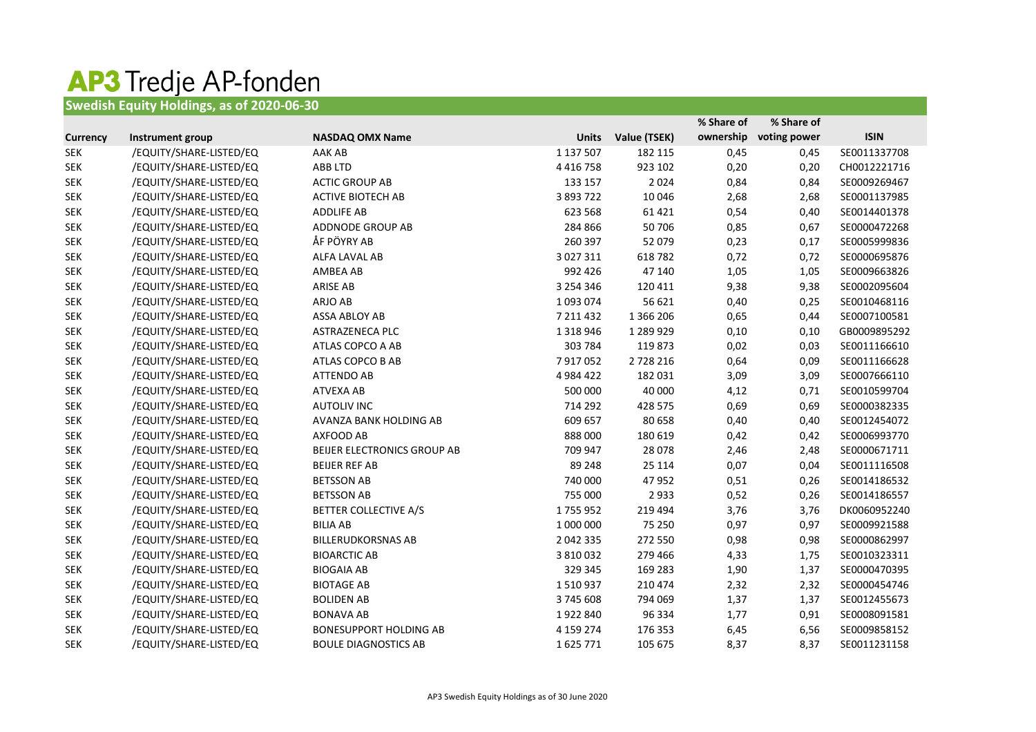# AP3 Tredje AP-fonden

## Swedish Equity Holdings, as of 2020-06-30

| Currency | Instrument group | NASDAQ OMX Name | Units | Value (TSEK) | % Share of ownership | % Share of voting power | ISIN |
|---|---|---|---|---|---|---|---|
| SEK | /EQUITY/SHARE-LISTED/EQ | AAK AB | 1 137 507 | 182 115 | 0,45 | 0,45 | SE0011337708 |
| SEK | /EQUITY/SHARE-LISTED/EQ | ABB LTD | 4 416 758 | 923 102 | 0,20 | 0,20 | CH0012221716 |
| SEK | /EQUITY/SHARE-LISTED/EQ | ACTIC GROUP AB | 133 157 | 2 024 | 0,84 | 0,84 | SE0009269467 |
| SEK | /EQUITY/SHARE-LISTED/EQ | ACTIVE BIOTECH AB | 3 893 722 | 10 046 | 2,68 | 2,68 | SE0001137985 |
| SEK | /EQUITY/SHARE-LISTED/EQ | ADDLIFE AB | 623 568 | 61 421 | 0,54 | 0,40 | SE0014401378 |
| SEK | /EQUITY/SHARE-LISTED/EQ | ADDNODE GROUP AB | 284 866 | 50 706 | 0,85 | 0,67 | SE0000472268 |
| SEK | /EQUITY/SHARE-LISTED/EQ | ÅF PÖYRY AB | 260 397 | 52 079 | 0,23 | 0,17 | SE0005999836 |
| SEK | /EQUITY/SHARE-LISTED/EQ | ALFA LAVAL AB | 3 027 311 | 618 782 | 0,72 | 0,72 | SE0000695876 |
| SEK | /EQUITY/SHARE-LISTED/EQ | AMBEA AB | 992 426 | 47 140 | 1,05 | 1,05 | SE0009663826 |
| SEK | /EQUITY/SHARE-LISTED/EQ | ARISE AB | 3 254 346 | 120 411 | 9,38 | 9,38 | SE0002095604 |
| SEK | /EQUITY/SHARE-LISTED/EQ | ARJO AB | 1 093 074 | 56 621 | 0,40 | 0,25 | SE0010468116 |
| SEK | /EQUITY/SHARE-LISTED/EQ | ASSA ABLOY AB | 7 211 432 | 1 366 206 | 0,65 | 0,44 | SE0007100581 |
| SEK | /EQUITY/SHARE-LISTED/EQ | ASTRAZENECA PLC | 1 318 946 | 1 289 929 | 0,10 | 0,10 | GB0009895292 |
| SEK | /EQUITY/SHARE-LISTED/EQ | ATLAS COPCO A AB | 303 784 | 119 873 | 0,02 | 0,03 | SE0011166610 |
| SEK | /EQUITY/SHARE-LISTED/EQ | ATLAS COPCO B AB | 7 917 052 | 2 728 216 | 0,64 | 0,09 | SE0011166628 |
| SEK | /EQUITY/SHARE-LISTED/EQ | ATTENDO AB | 4 984 422 | 182 031 | 3,09 | 3,09 | SE0007666110 |
| SEK | /EQUITY/SHARE-LISTED/EQ | ATVEXA AB | 500 000 | 40 000 | 4,12 | 0,71 | SE0010599704 |
| SEK | /EQUITY/SHARE-LISTED/EQ | AUTOLIV INC | 714 292 | 428 575 | 0,69 | 0,69 | SE0000382335 |
| SEK | /EQUITY/SHARE-LISTED/EQ | AVANZA BANK HOLDING AB | 609 657 | 80 658 | 0,40 | 0,40 | SE0012454072 |
| SEK | /EQUITY/SHARE-LISTED/EQ | AXFOOD AB | 888 000 | 180 619 | 0,42 | 0,42 | SE0006993770 |
| SEK | /EQUITY/SHARE-LISTED/EQ | BEIJER ELECTRONICS GROUP AB | 709 947 | 28 078 | 2,46 | 2,48 | SE0000671711 |
| SEK | /EQUITY/SHARE-LISTED/EQ | BEIJER REF AB | 89 248 | 25 114 | 0,07 | 0,04 | SE0011116508 |
| SEK | /EQUITY/SHARE-LISTED/EQ | BETSSON AB | 740 000 | 47 952 | 0,51 | 0,26 | SE0014186532 |
| SEK | /EQUITY/SHARE-LISTED/EQ | BETSSON AB | 755 000 | 2 933 | 0,52 | 0,26 | SE0014186557 |
| SEK | /EQUITY/SHARE-LISTED/EQ | BETTER COLLECTIVE A/S | 1 755 952 | 219 494 | 3,76 | 3,76 | DK0060952240 |
| SEK | /EQUITY/SHARE-LISTED/EQ | BILIA AB | 1 000 000 | 75 250 | 0,97 | 0,97 | SE0009921588 |
| SEK | /EQUITY/SHARE-LISTED/EQ | BILLERUDKORSNAS AB | 2 042 335 | 272 550 | 0,98 | 0,98 | SE0000862997 |
| SEK | /EQUITY/SHARE-LISTED/EQ | BIOARCTIC AB | 3 810 032 | 279 466 | 4,33 | 1,75 | SE0010323311 |
| SEK | /EQUITY/SHARE-LISTED/EQ | BIOGAIA AB | 329 345 | 169 283 | 1,90 | 1,37 | SE0000470395 |
| SEK | /EQUITY/SHARE-LISTED/EQ | BIOTAGE AB | 1 510 937 | 210 474 | 2,32 | 2,32 | SE0000454746 |
| SEK | /EQUITY/SHARE-LISTED/EQ | BOLIDEN AB | 3 745 608 | 794 069 | 1,37 | 1,37 | SE0012455673 |
| SEK | /EQUITY/SHARE-LISTED/EQ | BONAVA AB | 1 922 840 | 96 334 | 1,77 | 0,91 | SE0008091581 |
| SEK | /EQUITY/SHARE-LISTED/EQ | BONESUPPORT HOLDING AB | 4 159 274 | 176 353 | 6,45 | 6,56 | SE0009858152 |
| SEK | /EQUITY/SHARE-LISTED/EQ | BOULE DIAGNOSTICS AB | 1 625 771 | 105 675 | 8,37 | 8,37 | SE0011231158 |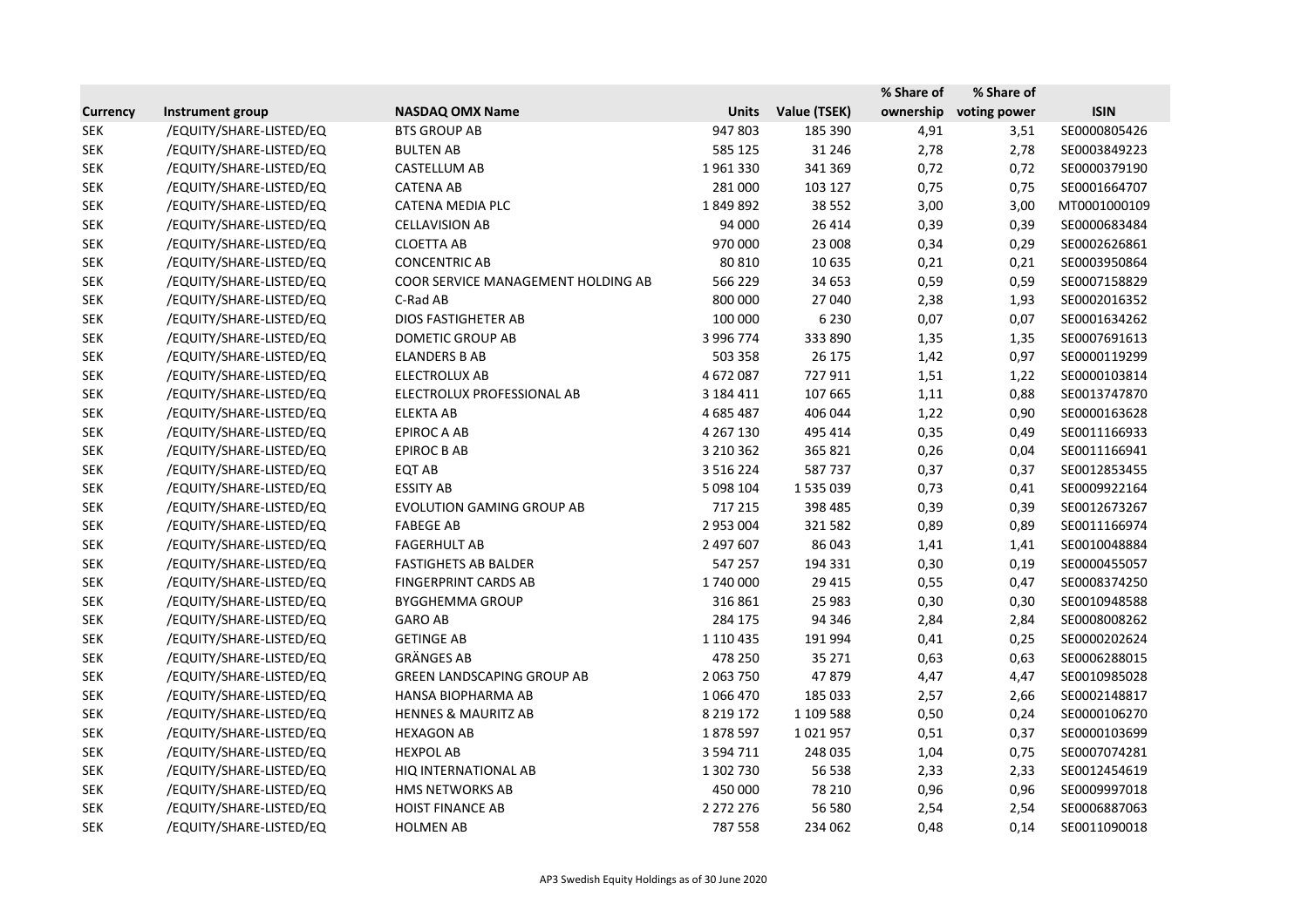| Currency | Instrument group | NASDAQ OMX Name | Units | Value (TSEK) | % Share of ownership | % Share of voting power | ISIN |
|---|---|---|---|---|---|---|---|
| SEK | /EQUITY/SHARE-LISTED/EQ | BTS GROUP AB | 947 803 | 185 390 | 4,91 | 3,51 | SE0000805426 |
| SEK | /EQUITY/SHARE-LISTED/EQ | BULTEN AB | 585 125 | 31 246 | 2,78 | 2,78 | SE0003849223 |
| SEK | /EQUITY/SHARE-LISTED/EQ | CASTELLUM AB | 1 961 330 | 341 369 | 0,72 | 0,72 | SE0000379190 |
| SEK | /EQUITY/SHARE-LISTED/EQ | CATENA AB | 281 000 | 103 127 | 0,75 | 0,75 | SE0001664707 |
| SEK | /EQUITY/SHARE-LISTED/EQ | CATENA MEDIA PLC | 1 849 892 | 38 552 | 3,00 | 3,00 | MT0001000109 |
| SEK | /EQUITY/SHARE-LISTED/EQ | CELLAVISION AB | 94 000 | 26 414 | 0,39 | 0,39 | SE0000683484 |
| SEK | /EQUITY/SHARE-LISTED/EQ | CLOETTA AB | 970 000 | 23 008 | 0,34 | 0,29 | SE0002626861 |
| SEK | /EQUITY/SHARE-LISTED/EQ | CONCENTRIC AB | 80 810 | 10 635 | 0,21 | 0,21 | SE0003950864 |
| SEK | /EQUITY/SHARE-LISTED/EQ | COOR SERVICE MANAGEMENT HOLDING AB | 566 229 | 34 653 | 0,59 | 0,59 | SE0007158829 |
| SEK | /EQUITY/SHARE-LISTED/EQ | C-Rad AB | 800 000 | 27 040 | 2,38 | 1,93 | SE0002016352 |
| SEK | /EQUITY/SHARE-LISTED/EQ | DIOS FASTIGHETER AB | 100 000 | 6 230 | 0,07 | 0,07 | SE0001634262 |
| SEK | /EQUITY/SHARE-LISTED/EQ | DOMETIC GROUP AB | 3 996 774 | 333 890 | 1,35 | 1,35 | SE0007691613 |
| SEK | /EQUITY/SHARE-LISTED/EQ | ELANDERS B AB | 503 358 | 26 175 | 1,42 | 0,97 | SE0000119299 |
| SEK | /EQUITY/SHARE-LISTED/EQ | ELECTROLUX AB | 4 672 087 | 727 911 | 1,51 | 1,22 | SE0000103814 |
| SEK | /EQUITY/SHARE-LISTED/EQ | ELECTROLUX PROFESSIONAL AB | 3 184 411 | 107 665 | 1,11 | 0,88 | SE0013747870 |
| SEK | /EQUITY/SHARE-LISTED/EQ | ELEKTA AB | 4 685 487 | 406 044 | 1,22 | 0,90 | SE0000163628 |
| SEK | /EQUITY/SHARE-LISTED/EQ | EPIROC A AB | 4 267 130 | 495 414 | 0,35 | 0,49 | SE0011166933 |
| SEK | /EQUITY/SHARE-LISTED/EQ | EPIROC B AB | 3 210 362 | 365 821 | 0,26 | 0,04 | SE0011166941 |
| SEK | /EQUITY/SHARE-LISTED/EQ | EQT AB | 3 516 224 | 587 737 | 0,37 | 0,37 | SE0012853455 |
| SEK | /EQUITY/SHARE-LISTED/EQ | ESSITY AB | 5 098 104 | 1 535 039 | 0,73 | 0,41 | SE0009922164 |
| SEK | /EQUITY/SHARE-LISTED/EQ | EVOLUTION GAMING GROUP AB | 717 215 | 398 485 | 0,39 | 0,39 | SE0012673267 |
| SEK | /EQUITY/SHARE-LISTED/EQ | FABEGE AB | 2 953 004 | 321 582 | 0,89 | 0,89 | SE0011166974 |
| SEK | /EQUITY/SHARE-LISTED/EQ | FAGERHULT AB | 2 497 607 | 86 043 | 1,41 | 1,41 | SE0010048884 |
| SEK | /EQUITY/SHARE-LISTED/EQ | FASTIGHETS AB BALDER | 547 257 | 194 331 | 0,30 | 0,19 | SE0000455057 |
| SEK | /EQUITY/SHARE-LISTED/EQ | FINGERPRINT CARDS AB | 1 740 000 | 29 415 | 0,55 | 0,47 | SE0008374250 |
| SEK | /EQUITY/SHARE-LISTED/EQ | BYGGHEMMA GROUP | 316 861 | 25 983 | 0,30 | 0,30 | SE0010948588 |
| SEK | /EQUITY/SHARE-LISTED/EQ | GARO AB | 284 175 | 94 346 | 2,84 | 2,84 | SE0008008262 |
| SEK | /EQUITY/SHARE-LISTED/EQ | GETINGE AB | 1 110 435 | 191 994 | 0,41 | 0,25 | SE0000202624 |
| SEK | /EQUITY/SHARE-LISTED/EQ | GRÄNGES AB | 478 250 | 35 271 | 0,63 | 0,63 | SE0006288015 |
| SEK | /EQUITY/SHARE-LISTED/EQ | GREEN LANDSCAPING GROUP AB | 2 063 750 | 47 879 | 4,47 | 4,47 | SE0010985028 |
| SEK | /EQUITY/SHARE-LISTED/EQ | HANSA BIOPHARMA AB | 1 066 470 | 185 033 | 2,57 | 2,66 | SE0002148817 |
| SEK | /EQUITY/SHARE-LISTED/EQ | HENNES & MAURITZ AB | 8 219 172 | 1 109 588 | 0,50 | 0,24 | SE0000106270 |
| SEK | /EQUITY/SHARE-LISTED/EQ | HEXAGON AB | 1 878 597 | 1 021 957 | 0,51 | 0,37 | SE0000103699 |
| SEK | /EQUITY/SHARE-LISTED/EQ | HEXPOL AB | 3 594 711 | 248 035 | 1,04 | 0,75 | SE0007074281 |
| SEK | /EQUITY/SHARE-LISTED/EQ | HIQ INTERNATIONAL AB | 1 302 730 | 56 538 | 2,33 | 2,33 | SE0012454619 |
| SEK | /EQUITY/SHARE-LISTED/EQ | HMS NETWORKS AB | 450 000 | 78 210 | 0,96 | 0,96 | SE0009997018 |
| SEK | /EQUITY/SHARE-LISTED/EQ | HOIST FINANCE AB | 2 272 276 | 56 580 | 2,54 | 2,54 | SE0006887063 |
| SEK | /EQUITY/SHARE-LISTED/EQ | HOLMEN AB | 787 558 | 234 062 | 0,48 | 0,14 | SE0011090018 |

AP3 Swedish Equity Holdings as of 30 June 2020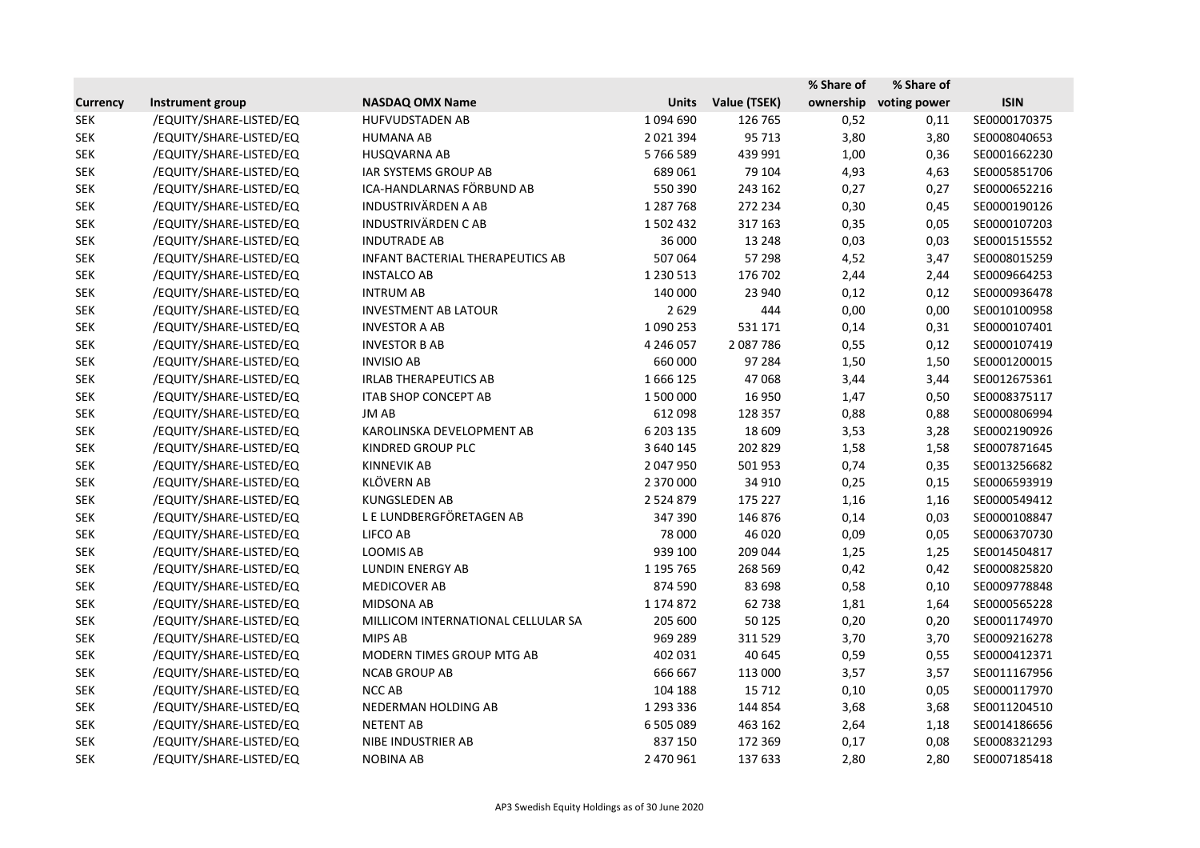| Currency | Instrument group | NASDAQ OMX Name | Units | Value (TSEK) | % Share of ownership | % Share of voting power | ISIN |
|---|---|---|---|---|---|---|---|
| SEK | /EQUITY/SHARE-LISTED/EQ | HUFVUDSTADEN AB | 1 094 690 | 126 765 | 0,52 | 0,11 | SE0000170375 |
| SEK | /EQUITY/SHARE-LISTED/EQ | HUMANA AB | 2 021 394 | 95 713 | 3,80 | 3,80 | SE0008040653 |
| SEK | /EQUITY/SHARE-LISTED/EQ | HUSQVARNA AB | 5 766 589 | 439 991 | 1,00 | 0,36 | SE0001662230 |
| SEK | /EQUITY/SHARE-LISTED/EQ | IAR SYSTEMS GROUP AB | 689 061 | 79 104 | 4,93 | 4,63 | SE0005851706 |
| SEK | /EQUITY/SHARE-LISTED/EQ | ICA-HANDLARNAS FÖRBUND AB | 550 390 | 243 162 | 0,27 | 0,27 | SE0000652216 |
| SEK | /EQUITY/SHARE-LISTED/EQ | INDUSTRIVÄRDEN A AB | 1 287 768 | 272 234 | 0,30 | 0,45 | SE0000190126 |
| SEK | /EQUITY/SHARE-LISTED/EQ | INDUSTRIVÄRDEN C AB | 1 502 432 | 317 163 | 0,35 | 0,05 | SE0000107203 |
| SEK | /EQUITY/SHARE-LISTED/EQ | INDUTRADE AB | 36 000 | 13 248 | 0,03 | 0,03 | SE0001515552 |
| SEK | /EQUITY/SHARE-LISTED/EQ | INFANT BACTERIAL THERAPEUTICS AB | 507 064 | 57 298 | 4,52 | 3,47 | SE0008015259 |
| SEK | /EQUITY/SHARE-LISTED/EQ | INSTALCO AB | 1 230 513 | 176 702 | 2,44 | 2,44 | SE0009664253 |
| SEK | /EQUITY/SHARE-LISTED/EQ | INTRUM AB | 140 000 | 23 940 | 0,12 | 0,12 | SE0000936478 |
| SEK | /EQUITY/SHARE-LISTED/EQ | INVESTMENT AB LATOUR | 2 629 | 444 | 0,00 | 0,00 | SE0010100958 |
| SEK | /EQUITY/SHARE-LISTED/EQ | INVESTOR A AB | 1 090 253 | 531 171 | 0,14 | 0,31 | SE0000107401 |
| SEK | /EQUITY/SHARE-LISTED/EQ | INVESTOR B AB | 4 246 057 | 2 087 786 | 0,55 | 0,12 | SE0000107419 |
| SEK | /EQUITY/SHARE-LISTED/EQ | INVISIO AB | 660 000 | 97 284 | 1,50 | 1,50 | SE0001200015 |
| SEK | /EQUITY/SHARE-LISTED/EQ | IRLAB THERAPEUTICS AB | 1 666 125 | 47 068 | 3,44 | 3,44 | SE0012675361 |
| SEK | /EQUITY/SHARE-LISTED/EQ | ITAB SHOP CONCEPT AB | 1 500 000 | 16 950 | 1,47 | 0,50 | SE0008375117 |
| SEK | /EQUITY/SHARE-LISTED/EQ | JM AB | 612 098 | 128 357 | 0,88 | 0,88 | SE0000806994 |
| SEK | /EQUITY/SHARE-LISTED/EQ | KAROLINSKA DEVELOPMENT AB | 6 203 135 | 18 609 | 3,53 | 3,28 | SE0002190926 |
| SEK | /EQUITY/SHARE-LISTED/EQ | KINDRED GROUP PLC | 3 640 145 | 202 829 | 1,58 | 1,58 | SE0007871645 |
| SEK | /EQUITY/SHARE-LISTED/EQ | KINNEVIK AB | 2 047 950 | 501 953 | 0,74 | 0,35 | SE0013256682 |
| SEK | /EQUITY/SHARE-LISTED/EQ | KLÖVERN AB | 2 370 000 | 34 910 | 0,25 | 0,15 | SE0006593919 |
| SEK | /EQUITY/SHARE-LISTED/EQ | KUNGSLEDEN AB | 2 524 879 | 175 227 | 1,16 | 1,16 | SE0000549412 |
| SEK | /EQUITY/SHARE-LISTED/EQ | L E LUNDBERGFÖRETAGEN AB | 347 390 | 146 876 | 0,14 | 0,03 | SE0000108847 |
| SEK | /EQUITY/SHARE-LISTED/EQ | LIFCO AB | 78 000 | 46 020 | 0,09 | 0,05 | SE0006370730 |
| SEK | /EQUITY/SHARE-LISTED/EQ | LOOMIS AB | 939 100 | 209 044 | 1,25 | 1,25 | SE0014504817 |
| SEK | /EQUITY/SHARE-LISTED/EQ | LUNDIN ENERGY AB | 1 195 765 | 268 569 | 0,42 | 0,42 | SE0000825820 |
| SEK | /EQUITY/SHARE-LISTED/EQ | MEDICOVER AB | 874 590 | 83 698 | 0,58 | 0,10 | SE0009778848 |
| SEK | /EQUITY/SHARE-LISTED/EQ | MIDSONA AB | 1 174 872 | 62 738 | 1,81 | 1,64 | SE0000565228 |
| SEK | /EQUITY/SHARE-LISTED/EQ | MILLICOM INTERNATIONAL CELLULAR SA | 205 600 | 50 125 | 0,20 | 0,20 | SE0001174970 |
| SEK | /EQUITY/SHARE-LISTED/EQ | MIPS AB | 969 289 | 311 529 | 3,70 | 3,70 | SE0009216278 |
| SEK | /EQUITY/SHARE-LISTED/EQ | MODERN TIMES GROUP MTG AB | 402 031 | 40 645 | 0,59 | 0,55 | SE0000412371 |
| SEK | /EQUITY/SHARE-LISTED/EQ | NCAB GROUP AB | 666 667 | 113 000 | 3,57 | 3,57 | SE0011167956 |
| SEK | /EQUITY/SHARE-LISTED/EQ | NCC AB | 104 188 | 15 712 | 0,10 | 0,05 | SE0000117970 |
| SEK | /EQUITY/SHARE-LISTED/EQ | NEDERMAN HOLDING AB | 1 293 336 | 144 854 | 3,68 | 3,68 | SE0011204510 |
| SEK | /EQUITY/SHARE-LISTED/EQ | NETENT AB | 6 505 089 | 463 162 | 2,64 | 1,18 | SE0014186656 |
| SEK | /EQUITY/SHARE-LISTED/EQ | NIBE INDUSTRIER AB | 837 150 | 172 369 | 0,17 | 0,08 | SE0008321293 |
| SEK | /EQUITY/SHARE-LISTED/EQ | NOBINA AB | 2 470 961 | 137 633 | 2,80 | 2,80 | SE0007185418 |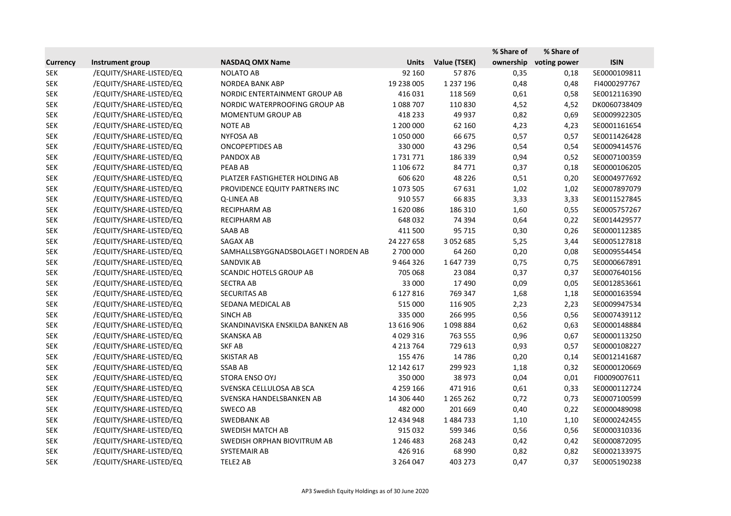| Currency | Instrument group | NASDAQ OMX Name | Units | Value (TSEK) | % Share of ownership | % Share of voting power | ISIN |
|---|---|---|---|---|---|---|---|
| SEK | /EQUITY/SHARE-LISTED/EQ | NOLATO AB | 92 160 | 57 876 | 0,35 | 0,18 | SE0000109811 |
| SEK | /EQUITY/SHARE-LISTED/EQ | NORDEA BANK ABP | 19 238 005 | 1 237 196 | 0,48 | 0,48 | FI4000297767 |
| SEK | /EQUITY/SHARE-LISTED/EQ | NORDIC ENTERTAINMENT GROUP AB | 416 031 | 118 569 | 0,61 | 0,58 | SE0012116390 |
| SEK | /EQUITY/SHARE-LISTED/EQ | NORDIC WATERPROOFING GROUP AB | 1 088 707 | 110 830 | 4,52 | 4,52 | DK0060738409 |
| SEK | /EQUITY/SHARE-LISTED/EQ | MOMENTUM GROUP AB | 418 233 | 49 937 | 0,82 | 0,69 | SE0009922305 |
| SEK | /EQUITY/SHARE-LISTED/EQ | NOTE AB | 1 200 000 | 62 160 | 4,23 | 4,23 | SE0001161654 |
| SEK | /EQUITY/SHARE-LISTED/EQ | NYFOSA AB | 1 050 000 | 66 675 | 0,57 | 0,57 | SE0011426428 |
| SEK | /EQUITY/SHARE-LISTED/EQ | ONCOPEPTIDES AB | 330 000 | 43 296 | 0,54 | 0,54 | SE0009414576 |
| SEK | /EQUITY/SHARE-LISTED/EQ | PANDOX AB | 1 731 771 | 186 339 | 0,94 | 0,52 | SE0007100359 |
| SEK | /EQUITY/SHARE-LISTED/EQ | PEAB AB | 1 106 672 | 84 771 | 0,37 | 0,18 | SE0000106205 |
| SEK | /EQUITY/SHARE-LISTED/EQ | PLATZER FASTIGHETER HOLDING AB | 606 620 | 48 226 | 0,51 | 0,20 | SE0004977692 |
| SEK | /EQUITY/SHARE-LISTED/EQ | PROVIDENCE EQUITY PARTNERS INC | 1 073 505 | 67 631 | 1,02 | 1,02 | SE0007897079 |
| SEK | /EQUITY/SHARE-LISTED/EQ | Q-LINEA AB | 910 557 | 66 835 | 3,33 | 3,33 | SE0011527845 |
| SEK | /EQUITY/SHARE-LISTED/EQ | RECIPHARM AB | 1 620 086 | 186 310 | 1,60 | 0,55 | SE0005757267 |
| SEK | /EQUITY/SHARE-LISTED/EQ | RECIPHARM AB | 648 032 | 74 394 | 0,64 | 0,22 | SE0014429577 |
| SEK | /EQUITY/SHARE-LISTED/EQ | SAAB AB | 411 500 | 95 715 | 0,30 | 0,26 | SE0000112385 |
| SEK | /EQUITY/SHARE-LISTED/EQ | SAGAX AB | 24 227 658 | 3 052 685 | 5,25 | 3,44 | SE0005127818 |
| SEK | /EQUITY/SHARE-LISTED/EQ | SAMHALLSBYGGNADSBOLAGET I NORDEN AB | 2 700 000 | 64 260 | 0,20 | 0,08 | SE0009554454 |
| SEK | /EQUITY/SHARE-LISTED/EQ | SANDVIK AB | 9 464 326 | 1 647 739 | 0,75 | 0,75 | SE0000667891 |
| SEK | /EQUITY/SHARE-LISTED/EQ | SCANDIC HOTELS GROUP AB | 705 068 | 23 084 | 0,37 | 0,37 | SE0007640156 |
| SEK | /EQUITY/SHARE-LISTED/EQ | SECTRA AB | 33 000 | 17 490 | 0,09 | 0,05 | SE0012853661 |
| SEK | /EQUITY/SHARE-LISTED/EQ | SECURITAS AB | 6 127 816 | 769 347 | 1,68 | 1,18 | SE0000163594 |
| SEK | /EQUITY/SHARE-LISTED/EQ | SEDANA MEDICAL AB | 515 000 | 116 905 | 2,23 | 2,23 | SE0009947534 |
| SEK | /EQUITY/SHARE-LISTED/EQ | SINCH AB | 335 000 | 266 995 | 0,56 | 0,56 | SE0007439112 |
| SEK | /EQUITY/SHARE-LISTED/EQ | SKANDINAVISKA ENSKILDA BANKEN AB | 13 616 906 | 1 098 884 | 0,62 | 0,63 | SE0000148884 |
| SEK | /EQUITY/SHARE-LISTED/EQ | SKANSKA AB | 4 029 316 | 763 555 | 0,96 | 0,67 | SE0000113250 |
| SEK | /EQUITY/SHARE-LISTED/EQ | SKF AB | 4 213 764 | 729 613 | 0,93 | 0,57 | SE0000108227 |
| SEK | /EQUITY/SHARE-LISTED/EQ | SKISTAR AB | 155 476 | 14 786 | 0,20 | 0,14 | SE0012141687 |
| SEK | /EQUITY/SHARE-LISTED/EQ | SSAB AB | 12 142 617 | 299 923 | 1,18 | 0,32 | SE0000120669 |
| SEK | /EQUITY/SHARE-LISTED/EQ | STORA ENSO OYJ | 350 000 | 38 973 | 0,04 | 0,01 | FI0009007611 |
| SEK | /EQUITY/SHARE-LISTED/EQ | SVENSKA CELLULOSA AB SCA | 4 259 166 | 471 916 | 0,61 | 0,33 | SE0000112724 |
| SEK | /EQUITY/SHARE-LISTED/EQ | SVENSKA HANDELSBANKEN AB | 14 306 440 | 1 265 262 | 0,72 | 0,73 | SE0007100599 |
| SEK | /EQUITY/SHARE-LISTED/EQ | SWECO AB | 482 000 | 201 669 | 0,40 | 0,22 | SE0000489098 |
| SEK | /EQUITY/SHARE-LISTED/EQ | SWEDBANK AB | 12 434 948 | 1 484 733 | 1,10 | 1,10 | SE0000242455 |
| SEK | /EQUITY/SHARE-LISTED/EQ | SWEDISH MATCH AB | 915 032 | 599 346 | 0,56 | 0,56 | SE0000310336 |
| SEK | /EQUITY/SHARE-LISTED/EQ | SWEDISH ORPHAN BIOVITRUM AB | 1 246 483 | 268 243 | 0,42 | 0,42 | SE0000872095 |
| SEK | /EQUITY/SHARE-LISTED/EQ | SYSTEMAIR AB | 426 916 | 68 990 | 0,82 | 0,82 | SE0002133975 |
| SEK | /EQUITY/SHARE-LISTED/EQ | TELE2 AB | 3 264 047 | 403 273 | 0,47 | 0,37 | SE0005190238 |

AP3 Swedish Equity Holdings as of 30 June 2020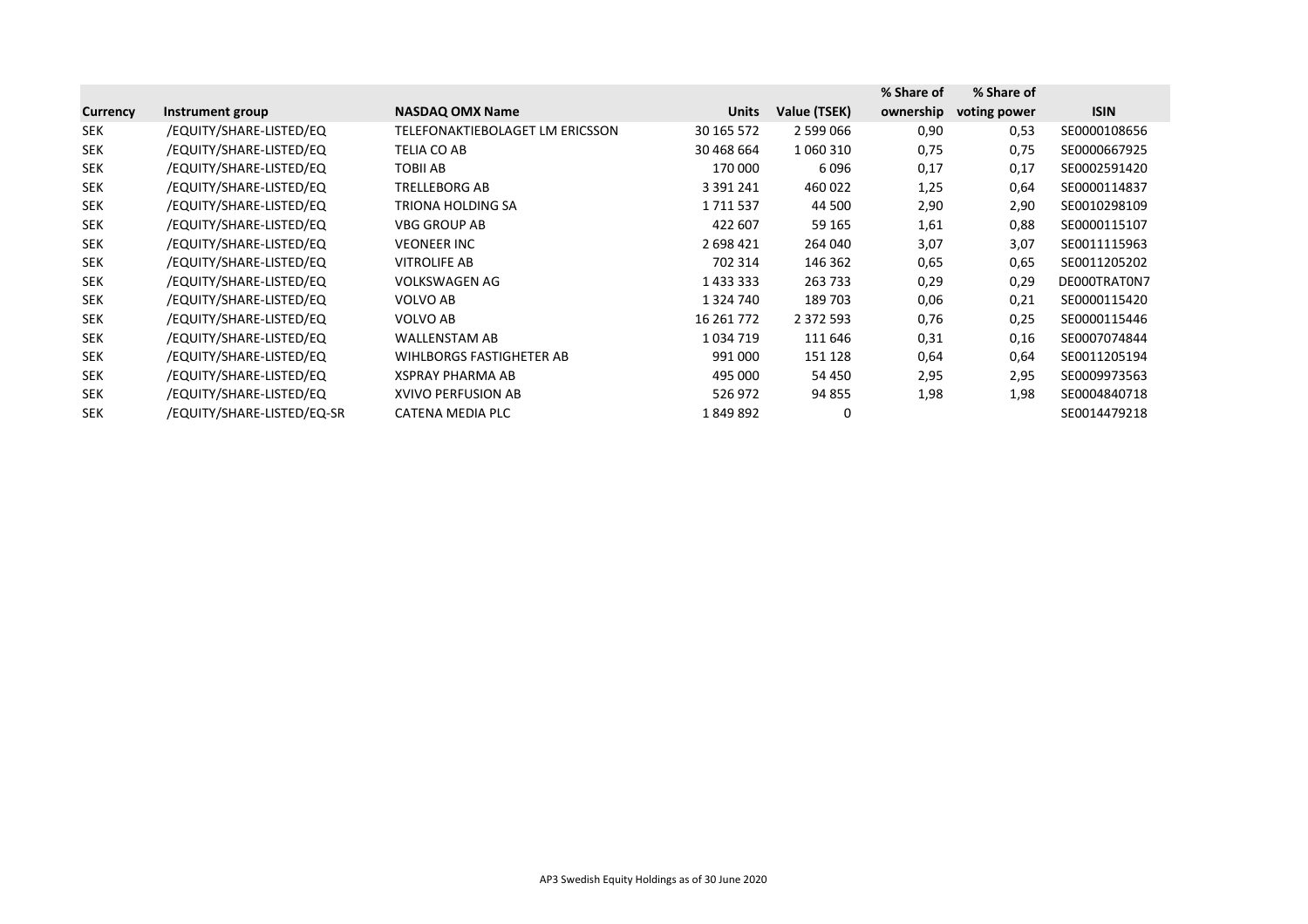| Currency | Instrument group | NASDAQ OMX Name | Units | Value (TSEK) | % Share of ownership | % Share of voting power | ISIN |
|---|---|---|---|---|---|---|---|
| SEK | /EQUITY/SHARE-LISTED/EQ | TELEFONAKTIEBOLAGET LM ERICSSON | 30 165 572 | 2 599 066 | 0,90 | 0,53 | SE0000108656 |
| SEK | /EQUITY/SHARE-LISTED/EQ | TELIA CO AB | 30 468 664 | 1 060 310 | 0,75 | 0,75 | SE0000667925 |
| SEK | /EQUITY/SHARE-LISTED/EQ | TOBII AB | 170 000 | 6 096 | 0,17 | 0,17 | SE0002591420 |
| SEK | /EQUITY/SHARE-LISTED/EQ | TRELLEBORG AB | 3 391 241 | 460 022 | 1,25 | 0,64 | SE0000114837 |
| SEK | /EQUITY/SHARE-LISTED/EQ | TRIONA HOLDING SA | 1 711 537 | 44 500 | 2,90 | 2,90 | SE0010298109 |
| SEK | /EQUITY/SHARE-LISTED/EQ | VBG GROUP AB | 422 607 | 59 165 | 1,61 | 0,88 | SE0000115107 |
| SEK | /EQUITY/SHARE-LISTED/EQ | VEONEER INC | 2 698 421 | 264 040 | 3,07 | 3,07 | SE0011115963 |
| SEK | /EQUITY/SHARE-LISTED/EQ | VITROLIFE AB | 702 314 | 146 362 | 0,65 | 0,65 | SE0011205202 |
| SEK | /EQUITY/SHARE-LISTED/EQ | VOLKSWAGEN AG | 1 433 333 | 263 733 | 0,29 | 0,29 | DE000TRAT0N7 |
| SEK | /EQUITY/SHARE-LISTED/EQ | VOLVO AB | 1 324 740 | 189 703 | 0,06 | 0,21 | SE0000115420 |
| SEK | /EQUITY/SHARE-LISTED/EQ | VOLVO AB | 16 261 772 | 2 372 593 | 0,76 | 0,25 | SE0000115446 |
| SEK | /EQUITY/SHARE-LISTED/EQ | WALLENSTAM AB | 1 034 719 | 111 646 | 0,31 | 0,16 | SE0007074844 |
| SEK | /EQUITY/SHARE-LISTED/EQ | WIHLBORGS FASTIGHETER AB | 991 000 | 151 128 | 0,64 | 0,64 | SE0011205194 |
| SEK | /EQUITY/SHARE-LISTED/EQ | XSPRAY PHARMA AB | 495 000 | 54 450 | 2,95 | 2,95 | SE0009973563 |
| SEK | /EQUITY/SHARE-LISTED/EQ | XVIVO PERFUSION AB | 526 972 | 94 855 | 1,98 | 1,98 | SE0004840718 |
| SEK | /EQUITY/SHARE-LISTED/EQ-SR | CATENA MEDIA PLC | 1 849 892 | 0 | | | SE0014479218 |

AP3 Swedish Equity Holdings as of 30 June 2020